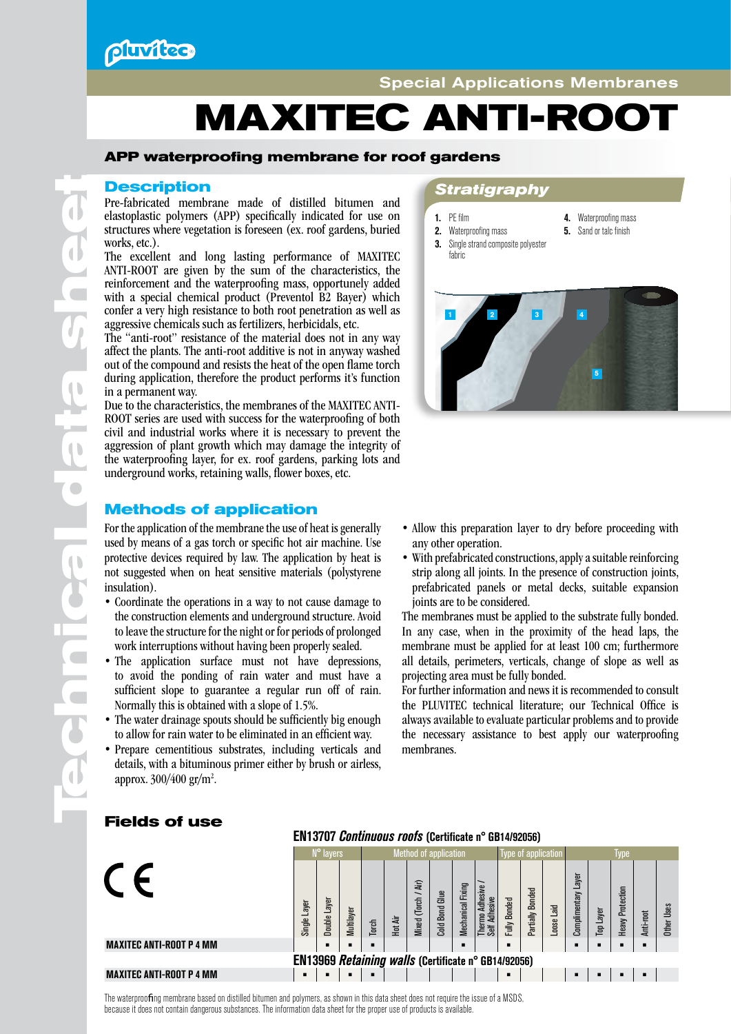# MAXITEC ANTI-ROOT

Special Applications Membranes

**APP waterproofing membrane for roof gardens**

## Description

Pre-fabricated membrane made of distilled bitumen and elastoplastic polymers (APP) specifically indicated for use on structures where vegetation is foreseen (ex. roof gardens, buried works, etc.).

The excellent and long lasting performance of MAXITEC ANTI-ROOT are given by the sum of the characteristics, the reinforcement and the waterproofing mass, opportunely added with a special chemical product (Preventol B2 Bayer) which confer a very high resistance to both root penetration as well as aggressive chemicals such as fertilizers, herbicidals, etc.

The "anti-root" resistance of the material does not in any way affect the plants. The anti-root additive is not in anyway washed out of the compound and resists the heat of the open flame torch during application, therefore the product performs it's function in a permanent way.

Due to the characteristics, the membranes of the MAXITEC ANTI-ROOT series are used with success for the waterproofing of both civil and industrial works where it is necessary to prevent the aggression of plant growth which may damage the integrity of the waterproofing layer, for ex. roof gardens, parking lots and underground works, retaining walls, flower boxes, etc.

## Stratigraphy

1. PE film
2. Waterproofing mass
3. Single strand composite polyester fabric
4. Waterproofing mass
5. Sand or talc finish

## Methods of application

For the application of the membrane the use of heat is generally used by means of a gas torch or specific hot air machine. Use protective devices required by law. The application by heat is not suggested when on heat sensitive materials (polystyrene insulation).

- Coordinate the operations in a way to not cause damage to the construction elements and underground structure. Avoid to leave the structure for the night or for periods of prolonged work interruptions without having been properly sealed.
- The application surface must not have depressions, to avoid the ponding of rain water and must have a sufficient slope to guarantee a regular run off of rain. Normally this is obtained with a slope of 1.5%.
- The water drainage spouts should be sufficiently big enough to allow for rain water to be eliminated in an efficient way.
- Prepare cementitious substrates, including verticals and details, with a bituminous primer either by brush or airless, approx. 300/400 gr/m$^2$.
- Allow this preparation layer to dry before proceeding with any other operation.
- With prefabricated constructions, apply a suitable reinforcing strip along all joints. In the presence of construction joints, prefabricated panels or metal decks, suitable expansion joints are to be considered.

The membranes must be applied to the substrate fully bonded. In any case, when in the proximity of the head laps, the membrane must be applied for at least 100 cm; furthermore all details, perimeters, verticals, change of slope as well as projecting area must be fully bonded.

For further information and news it is recommended to consult the PLUVITEC technical literature; our Technical Office is always available to evaluate particular problems and to provide the necessary assistance to best apply our waterproofing membranes.

## Fields of use

CE

| | N° layers | | | Method of application | | | | | | Type of application | | | Type | | | | |
|---|---|---|---|---|---|---|---|---|---|---|---|---|---|---|---|---|---|
| | Single Layer | Double Layer | Multilayer | Torch | Hot Air | Mixed (Torch / Air) | Cold Bond Glue | Mechanical Fixing | Thermo Adhesive / Self Adhesive | Fully Bonded | Partially Bonded | Loose Laid | Complimentary Layer | Top Layer | Heavy Protection | Anti-root | Other Uses |
| **EN13707 *Continuous roofs* (Certificate n° GB14/92056)** | | | | | | | | | | | | | | | | | |
| **MAXITEC ANTI-ROOT P 4 MM** | | ■ | ■ | ■ | | | | ■ | | ■ | | | ■ | ■ | ■ | ■ | |
| **EN13969 *Retaining walls* (Certificate n° GB14/92056)** | | | | | | | | | | | | | | | | | |
| **MAXITEC ANTI-ROOT P 4 MM** | ■ | ■ | ■ | ■ | | | | | | ■ | | | ■ | ■ | ■ | ■ | |

The waterproofing membrane based on distilled bitumen and polymers, as shown in this data sheet does not require the issue of a MSDS, because it does not contain dangerous substances. The information data sheet for the proper use of products is available.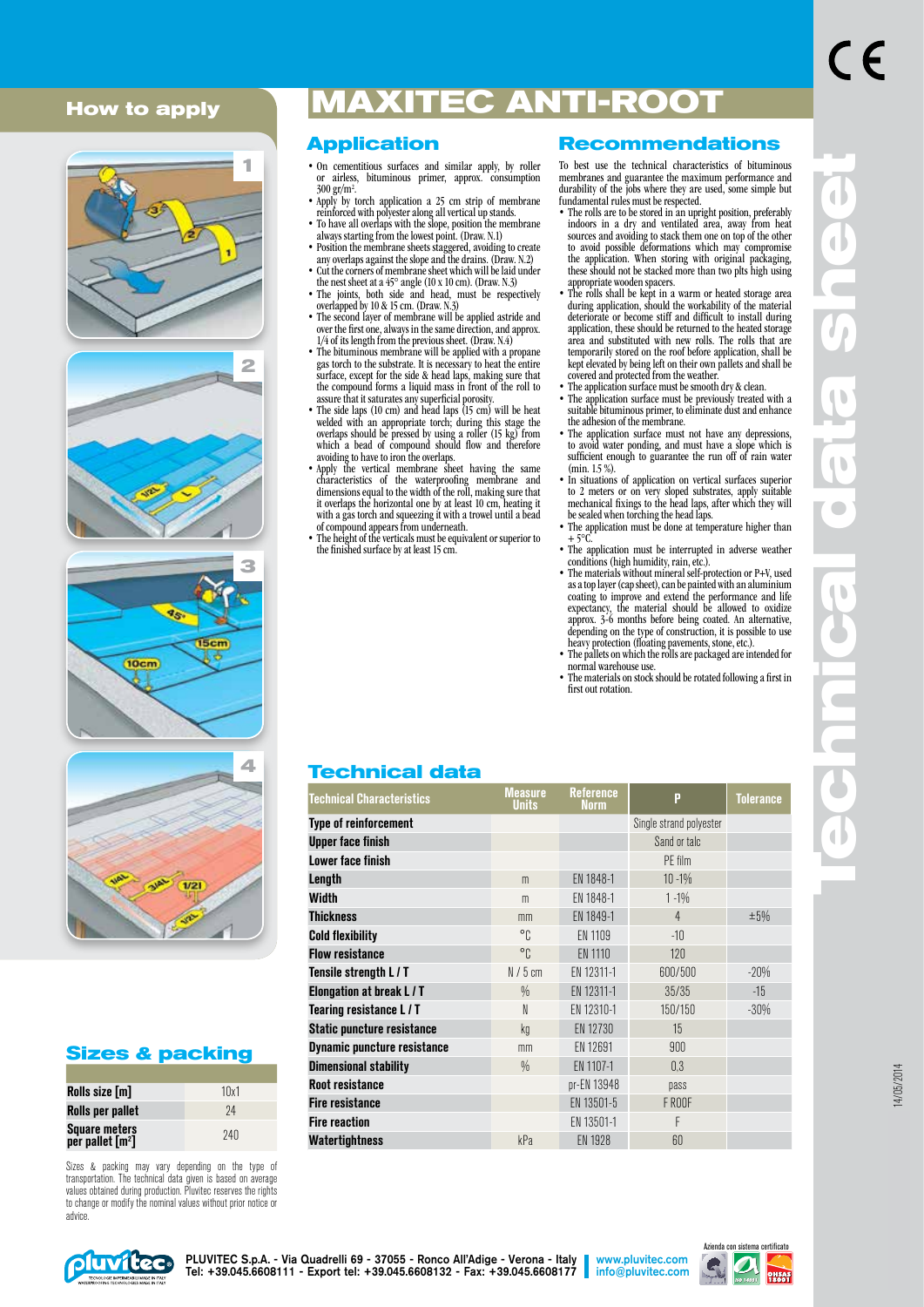# MAXITEC ANTI-ROOT

## How to apply

## Application

- On cementitious surfaces and similar apply, by roller or airless, bituminous primer, approx. consumption 300 gr/m².
- Apply by torch application a 25 cm strip of membrane reinforced with polyester along all vertical up stands.
- To have all overlaps with the slope, position the membrane always starting from the lowest point. (Draw. N.1)
- Position the membrane sheets staggered, avoiding to create any overlaps against the slope and the drains. (Draw. N.2)
- Cut the corners of membrane sheet which will be laid under the nest sheet at a 45° angle (10 x 10 cm). (Draw. N.3)
- The joints, both side and head, must be respectively overlapped by 10 & 15 cm. (Draw. N.3)
- The second layer of membrane will be applied astride and over the first one, always in the same direction, and approx. 1/4 of its length from the previous sheet. (Draw. N.4)
- The bituminous membrane will be applied with a propane gas torch to the substrate. It is necessary to heat the entire surface, except for the side & head laps, making sure that the compound forms a liquid mass in front of the roll to assure that it saturates any superficial porosity.
- The side laps (10 cm) and head laps (15 cm) will be heat welded with an appropriate torch; during this stage the overlaps should be pressed by using a roller (15 kg) from which a bead of compound should flow and therefore avoiding to have to iron the overlaps.
- Apply the vertical membrane sheet having the same characteristics of the waterproofing membrane and dimensions equal to the width of the roll, making sure that it overlaps the horizontal one by at least 10 cm, heating it with a gas torch and squeezing it with a trowel until a bead of compound appears from underneath.
- The height of the verticals must be equivalent or superior to the finished surface by at least 15 cm.

## Recommendations

To best use the technical characteristics of bituminous membranes and guarantee the maximum performance and durability of the jobs where they are used, some simple but fundamental rules must be respected.

- The rolls are to be stored in an upright position, preferably indoors in a dry and ventilated area, away from heat sources and avoiding to stack them one on top of the other to avoid possible deformations which may compromise the application. When storing with original packaging, these should not be stacked more than two plts high using appropriate wooden spacers.
- The rolls shall be kept in a warm or heated storage area during application, should the workability of the material deteriorate or become stiff and difficult to install during application, these should be returned to the heated storage area and substituted with new rolls. The rolls that are temporarily stored on the roof before application, shall be kept elevated by being left on their own pallets and shall be covered and protected from the weather.
- The application surface must be smooth dry & clean.
- The application surface must be previously treated with a suitable bituminous primer, to eliminate dust and enhance the adhesion of the membrane.
- The application surface must not have any depressions, to avoid water ponding, and must have a slope which is sufficient enough to guarantee the run off of rain water (min. 1.5 %).
- In situations of application on vertical surfaces superior to 2 meters or on very sloped substrates, apply suitable mechanical fixings to the head laps, after which they will be sealed when torching the head laps.
- The application must be done at temperature higher than + 5°C.
- The application must be interrupted in adverse weather conditions (high humidity, rain, etc.).
- The materials without mineral self-protection or P+V, used as a top layer (cap sheet), can be painted with an aluminium coating to improve and extend the performance and life expectancy, the material should be allowed to oxidize approx. 3-6 months before being coated. An alternative, depending on the type of construction, it is possible to use heavy protection (floating pavements, stone, etc.).
- The pallets on which the rolls are packaged are intended for normal warehouse use.
- The materials on stock should be rotated following a first in first out rotation.

## Technical data

| Technical Characteristics | Measure Units | Reference Norm | P | Tolerance |
|---|---|---|---|---|
| Type of reinforcement | | | Single strand polyester | |
| Upper face finish | | | Sand or talc | |
| Lower face finish | | | PE film | |
| Length | m | EN 1848-1 | 10 -1% | |
| Width | m | EN 1848-1 | 1 -1% | |
| Thickness | mm | EN 1849-1 | 4 | ±5% |
| Cold flexibility | °C | EN 1109 | -10 | |
| Flow resistance | °C | EN 1110 | 120 | |
| Tensile strength L / T | N / 5 cm | EN 12311-1 | 600/500 | -20% |
| Elongation at break L / T | % | EN 12311-1 | 35/35 | -15 |
| Tearing resistance L / T | N | EN 12310-1 | 150/150 | -30% |
| Static puncture resistance | kg | EN 12730 | 15 | |
| Dynamic puncture resistance | mm | EN 12691 | 900 | |
| Dimensional stability | % | EN 1107-1 | 0,3 | |
| Root resistance | | pr-EN 13948 | pass | |
| Fire resistance | | EN 13501-5 | F ROOF | |
| Fire reaction | | EN 13501-1 | F | |
| Watertightness | kPa | EN 1928 | 60 | |

## Sizes & packing

| | |
|---|---|
| Rolls size [m] | 10x1 |
| Rolls per pallet | 24 |
| Square meters per pallet [m²] | 240 |

Sizes & packing may vary depending on the type of transportation. The technical data given is based on average values obtained during production. Pluvitec reserves the rights to change or modify the nominal values without prior notice or advice.

PLUVITEC S.p.A. - Via Quadrelli 69 - 37055 - Ronco All'Adige - Verona - Italy
Tel: +39.045.6608111 - Export tel: +39.045.6608132 - Fax: +39.045.6608177
www.pluvitec.com
info@pluvitec.com

Azienda con sistema certificato

14/05/2014